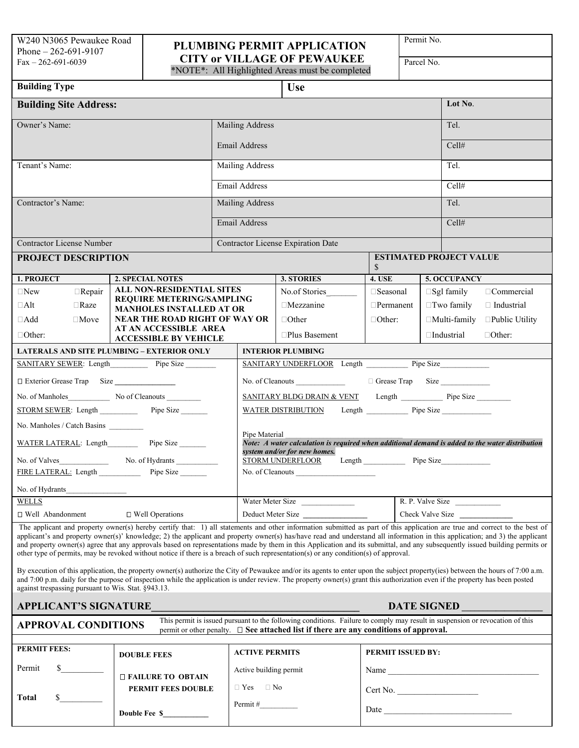W240 N3065 Pewaukee Road
Phone – 262-691-9107
Fax – 262-691-6039

# PLUMBING PERMIT APPLICATION
## CITY or VILLAGE OF PEWAUKEE

*NOTE*: All Highlighted Areas must be completed

Permit No.

Parcel No.

| **Building Type** | | **Use** | |
|---|---|---|---|
| **Building Site Address:** | | | **Lot No.** |
| Owner's Name: | Mailing Address | | Tel. |
| | Email Address | | Cell# |
| Tenant's Name: | Mailing Address | | Tel. |
| | Email Address | | Cell# |
| Contractor's Name: | Mailing Address | | Tel. |
| | Email Address | | Cell# |
| Contractor License Number | Contractor License Expiration Date | | |

| **PROJECT DESCRIPTION** | **ESTIMATED PROJECT VALUE** $ |
|---|---|

| **1. PROJECT** | **2. SPECIAL NOTES** | **3. STORIES** | **4. USE** | **5. OCCUPANCY** |
|---|---|---|---|---|
| ☐New ☐Repair | ALL NON-RESIDENTIAL SITES REQUIRE METERING/SAMPLING MANHOLES INSTALLED AT OR NEAR THE ROAD RIGHT OF WAY OR AT AN ACCESSIBLE AREA ACCESSIBLE BY VEHICLE | No.of Stories______ | ☐Seasonal | ☐Sgl family ☐Commercial |
| ☐Alt ☐Raze | | ☐Mezzanine | ☐Permanent | ☐Two family ☐ Industrial |
| ☐Add ☐Move | | ☐Other | ☐Other: | ☐Multi-family ☐Public Utility |
| ☐Other: | | ☐Plus Basement | | ☐Industrial ☐Other: |

| **LATERALS AND SITE PLUMBING – EXTERIOR ONLY** | **INTERIOR PLUMBING** |
|---|---|
| SANITARY SEWER: Length__________ Pipe Size ________ | SANITARY UNDERFLOOR Length ___________ Pipe Size_____________ |
| ☐ Exterior Grease Trap Size ________________ | No. of Cleanouts _____________ ☐ Grease Trap Size _____________ |
| No. of Manholes___________ No of Cleanouts _________ | SANITARY BLDG DRAIN & VENT Length ___________ Pipe Size _________ |
| STORM SEWER: Length __________ Pipe Size _______ | WATER DISTRIBUTION Length ___________ Pipe Size ______________ |
| No. Manholes / Catch Basins _________ | Pipe Material ________________________________ |
| WATER LATERAL: Length________ Pipe Size _______ | *Note: A water calculation is required when additional demand is added to the water distribution system and/or for new homes.* |
| No. of Valves_____________ No. of Hydrants ___________ | STORM UNDERFLOOR Length ___________ Pipe Size_____________ |
| FIRE LATERAL: Length ___________ Pipe Size _______ | No. of Cleanouts _____________________ |
| No. of Hydrants________________ | |
| WELLS | Water Meter Size ______________ R. P. Valve Size ____________ |
| ☐ Well Abandonment ☐ Well Operations | Deduct Meter Size _________________ Check Valve Size ______________ |

The applicant and property owner(s) hereby certify that: 1) all statements and other information submitted as part of this application are true and correct to the best of applicant's and property owner(s)' knowledge; 2) the applicant and property owner(s) has/have read and understand all information in this application; and 3) the applicant and property owner(s) agree that any approvals based on representations made by them in this Application and its submittal, and any subsequently issued building permits or other type of permits, may be revoked without notice if there is a breach of such representation(s) or any condition(s) of approval.

By execution of this application, the property owner(s) authorize the City of Pewaukee and/or its agents to enter upon the subject property(ies) between the hours of 7:00 a.m. and 7:00 p.m. daily for the purpose of inspection while the application is under review. The property owner(s) grant this authorization even if the property has been posted against trespassing pursuant to Wis. Stat. §943.13.

**APPLICANT'S SIGNATURE________________________________________ DATE SIGNED ________________**

**APPROVAL CONDITIONS** This permit is issued pursuant to the following conditions. Failure to comply may result in suspension or revocation of this permit or other penalty. ☐ **See attached list if there are any conditions of approval.**

| **PERMIT FEES:** | **DOUBLE FEES** | **ACTIVE PERMITS** | **PERMIT ISSUED BY:** |
|---|---|---|---|
| Permit $__________ | ☐ **FAILURE TO OBTAIN PERMIT FEES DOUBLE** | Active building permit | Name ____________________________________ |
| **Total** $__________ | **Double Fee $____________** | ☐ Yes ☐ No | Cert No. ____________________ |
| | | Permit #__________ | Date ________________________________ |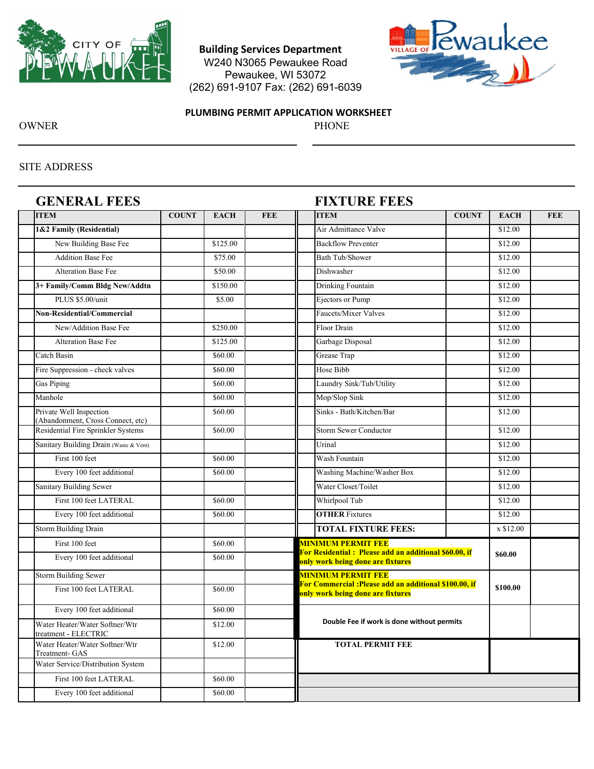CITY OF PEWAUKEE

**Building Services Department**
W240 N3065 Pewaukee Road
Pewaukee, WI 53072
(262) 691-9107 Fax: (262) 691-6039

VILLAGE OF Pewaukee

**PLUMBING PERMIT APPLICATION WORKSHEET**

OWNER ______________________ PHONE ______________________

SITE ADDRESS ______________________

## GENERAL FEES

| ITEM | COUNT | EACH | FEE |
|---|---|---|---|
| **1&2 Family (Residential)** | | | |
| New Building Base Fee | | $125.00 | |
| Addition Base Fee | | $75.00 | |
| Alteration Base Fee | | $50.00 | |
| **3+ Family/Comm Bldg New/Addtn** | | $150.00 | |
| PLUS $5.00/unit | | $5.00 | |
| **Non-Residential/Commercial** | | | |
| New/Addition Base Fee | | $250.00 | |
| Alteration Base Fee | | $125.00 | |
| Catch Basin | | $60.00 | |
| Fire Suppression - check valves | | $60.00 | |
| Gas Piping | | $60.00 | |
| Manhole | | $60.00 | |
| Private Well Inspection (Abandonment, Cross Connect, etc) | | $60.00 | |
| Residential Fire Sprinkler Systems | | $60.00 | |
| Sanitary Building Drain (Waste & Vent) | | | |
| First 100 feet | | $60.00 | |
| Every 100 feet additional | | $60.00 | |
| Sanitary Building Sewer | | | |
| First 100 feet LATERAL | | $60.00 | |
| Every 100 feet additional | | $60.00 | |
| Storm Building Drain | | | |
| First 100 feet | | $60.00 | |
| Every 100 feet additional | | $60.00 | |
| Storm Building Sewer | | | |
| First 100 feet LATERAL | | $60.00 | |
| Every 100 feet additional | | $60.00 | |
| Water Heater/Water Softner/Wtr treatment - ELECTRIC | | $12.00 | |
| Water Heater/Water Softner/Wtr Treatment- GAS | | $12.00 | |
| Water Service/Distribution System | | | |
| First 100 feet LATERAL | | $60.00 | |
| Every 100 feet additional | | $60.00 | |

## FIXTURE FEES

| ITEM | COUNT | EACH | FEE |
|---|---|---|---|
| Air Admittance Valve | | $12.00 | |
| Backflow Preventer | | $12.00 | |
| Bath Tub/Shower | | $12.00 | |
| Dishwasher | | $12.00 | |
| Drinking Fountain | | $12.00 | |
| Ejectors or Pump | | $12.00 | |
| Faucets/Mixer Valves | | $12.00 | |
| Floor Drain | | $12.00 | |
| Garbage Disposal | | $12.00 | |
| Grease Trap | | $12.00 | |
| Hose Bibb | | $12.00 | |
| Laundry Sink/Tub/Utility | | $12.00 | |
| Mop/Slop Sink | | $12.00 | |
| Sinks - Bath/Kitchen/Bar | | $12.00 | |
| Storm Sewer Conductor | | $12.00 | |
| Urinal | | $12.00 | |
| Wash Fountain | | $12.00 | |
| Washing Machine/Washer Box | | $12.00 | |
| Water Closet/Toilet | | $12.00 | |
| Whirlpool Tub | | $12.00 | |
| **OTHER** Fixtures | | $12.00 | |
| **TOTAL FIXTURE FEES:** | | x $12.00 | |
| **MINIMUM PERMIT FEE For Residential : Please add an additional $60.00, if only work being done are fixtures** | | **$60.00** | |
| **MINIMUM PERMIT FEE For Commercial :Please add an additional $100.00, if only work being done are fixtures** | | **$100.00** | |
| **Double Fee if work is done without permits** | | | |
| **TOTAL PERMIT FEE** | | | |